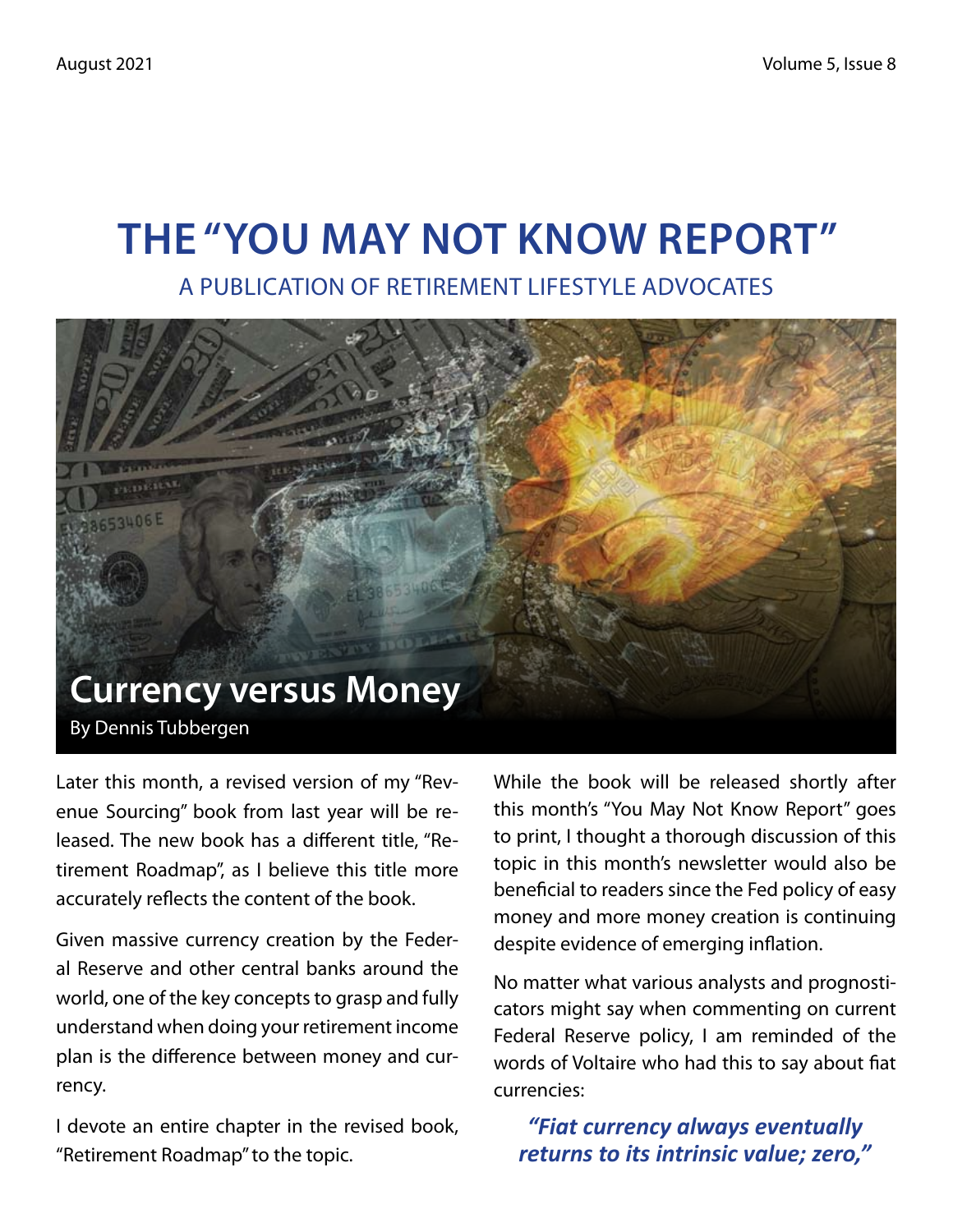# THE "YOU MAY NOT KNOW REPORT"

A PUBLICATION OF RETIREMENT LIFESTYLE ADVOCATES

## Currency versus Money

By Dennis Tubbergen

Later this month, a revised version of my "Revenue Sourcing" book from last year will be released. The new book has a different title, "Retirement Roadmap", as I believe this title more accurately reflects the content of the book.

Given massive currency creation by the Federal Reserve and other central banks around the world, one of the key concepts to grasp and fully understand when doing your retirement income plan is the difference between money and currency.

I devote an entire chapter in the revised book, "Retirement Roadmap" to the topic.

While the book will be released shortly after this month's "You May Not Know Report" goes to print, I thought a thorough discussion of this topic in this month's newsletter would also be beneficial to readers since the Fed policy of easy money and more money creation is continuing despite evidence of emerging inflation.

No matter what various analysts and prognosticators might say when commenting on current Federal Reserve policy, I am reminded of the words of Voltaire who had this to say about fiat currencies:

***"Fiat currency always eventually returns to its intrinsic value; zero,"***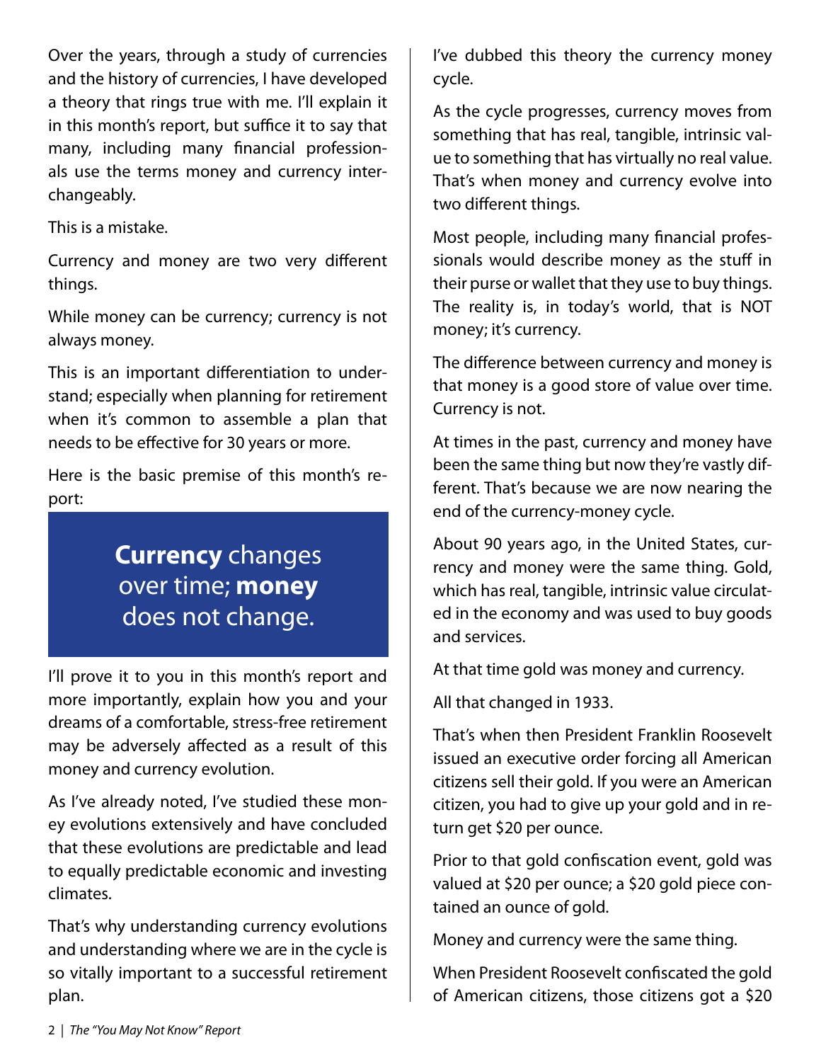Over the years, through a study of currencies and the history of currencies, I have developed a theory that rings true with me. I'll explain it in this month's report, but suffice it to say that many, including many financial professionals use the terms money and currency interchangeably.

This is a mistake.

Currency and money are two very different things.

While money can be currency; currency is not always money.

This is an important differentiation to understand; especially when planning for retirement when it's common to assemble a plan that needs to be effective for 30 years or more.

Here is the basic premise of this month's report:

> **Currency** changes over time; **money** does not change.

I'll prove it to you in this month's report and more importantly, explain how you and your dreams of a comfortable, stress-free retirement may be adversely affected as a result of this money and currency evolution.

As I've already noted, I've studied these money evolutions extensively and have concluded that these evolutions are predictable and lead to equally predictable economic and investing climates.

That's why understanding currency evolutions and understanding where we are in the cycle is so vitally important to a successful retirement plan.

I've dubbed this theory the currency money cycle.

As the cycle progresses, currency moves from something that has real, tangible, intrinsic value to something that has virtually no real value. That's when money and currency evolve into two different things.

Most people, including many financial professionals would describe money as the stuff in their purse or wallet that they use to buy things. The reality is, in today's world, that is NOT money; it's currency.

The difference between currency and money is that money is a good store of value over time. Currency is not.

At times in the past, currency and money have been the same thing but now they're vastly different. That's because we are now nearing the end of the currency-money cycle.

About 90 years ago, in the United States, currency and money were the same thing. Gold, which has real, tangible, intrinsic value circulated in the economy and was used to buy goods and services.

At that time gold was money and currency.

All that changed in 1933.

That's when then President Franklin Roosevelt issued an executive order forcing all American citizens sell their gold. If you were an American citizen, you had to give up your gold and in return get $20 per ounce.

Prior to that gold confiscation event, gold was valued at $20 per ounce; a $20 gold piece contained an ounce of gold.

Money and currency were the same thing.

When President Roosevelt confiscated the gold of American citizens, those citizens got a $20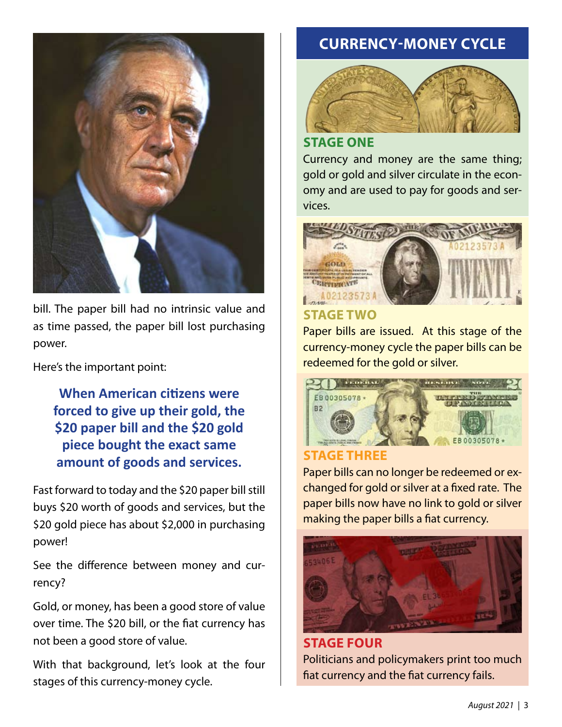bill. The paper bill had no intrinsic value and as time passed, the paper bill lost purchasing power.

Here's the important point:

**When American citizens were forced to give up their gold, the $20 paper bill and the $20 gold piece bought the exact same amount of goods and services.**

Fast forward to today and the $20 paper bill still buys $20 worth of goods and services, but the $20 gold piece has about $2,000 in purchasing power!

See the difference between money and currency?

Gold, or money, has been a good store of value over time. The $20 bill, or the fiat currency has not been a good store of value.

With that background, let's look at the four stages of this currency-money cycle.

## CURRENCY-MONEY CYCLE

### STAGE ONE

Currency and money are the same thing; gold or gold and silver circulate in the economy and are used to pay for goods and services.

### STAGE TWO

Paper bills are issued. At this stage of the currency-money cycle the paper bills can be redeemed for the gold or silver.

### STAGE THREE

Paper bills can no longer be redeemed or exchanged for gold or silver at a fixed rate. The paper bills now have no link to gold or silver making the paper bills a fiat currency.

### STAGE FOUR

Politicians and policymakers print too much fiat currency and the fiat currency fails.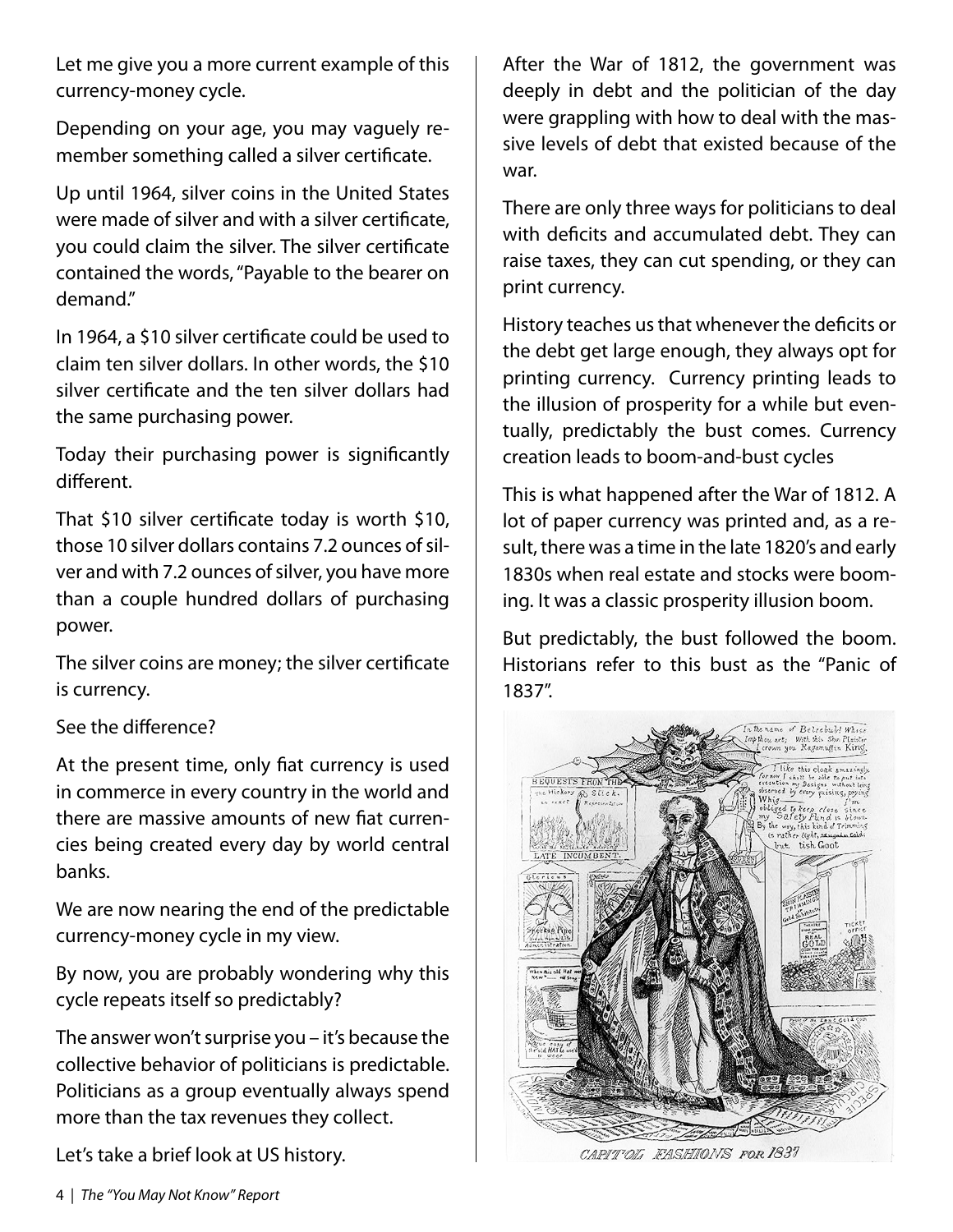Let me give you a more current example of this currency-money cycle.

Depending on your age, you may vaguely remember something called a silver certificate.

Up until 1964, silver coins in the United States were made of silver and with a silver certificate, you could claim the silver. The silver certificate contained the words, "Payable to the bearer on demand."

In 1964, a $10 silver certificate could be used to claim ten silver dollars. In other words, the $10 silver certificate and the ten silver dollars had the same purchasing power.

Today their purchasing power is significantly different.

That $10 silver certificate today is worth $10, those 10 silver dollars contains 7.2 ounces of silver and with 7.2 ounces of silver, you have more than a couple hundred dollars of purchasing power.

The silver coins are money; the silver certificate is currency.

See the difference?

At the present time, only fiat currency is used in commerce in every country in the world and there are massive amounts of new fiat currencies being created every day by world central banks.

We are now nearing the end of the predictable currency-money cycle in my view.

By now, you are probably wondering why this cycle repeats itself so predictably?

The answer won't surprise you – it's because the collective behavior of politicians is predictable. Politicians as a group eventually always spend more than the tax revenues they collect.

Let's take a brief look at US history.

After the War of 1812, the government was deeply in debt and the politician of the day were grappling with how to deal with the massive levels of debt that existed because of the war.

There are only three ways for politicians to deal with deficits and accumulated debt. They can raise taxes, they can cut spending, or they can print currency.

History teaches us that whenever the deficits or the debt get large enough, they always opt for printing currency. Currency printing leads to the illusion of prosperity for a while but eventually, predictably the bust comes. Currency creation leads to boom-and-bust cycles

This is what happened after the War of 1812. A lot of paper currency was printed and, as a result, there was a time in the late 1820's and early 1830s when real estate and stocks were booming. It was a classic prosperity illusion boom.

But predictably, the bust followed the boom. Historians refer to this bust as the "Panic of 1837".

CAPITOL FASHIONS FOR 1837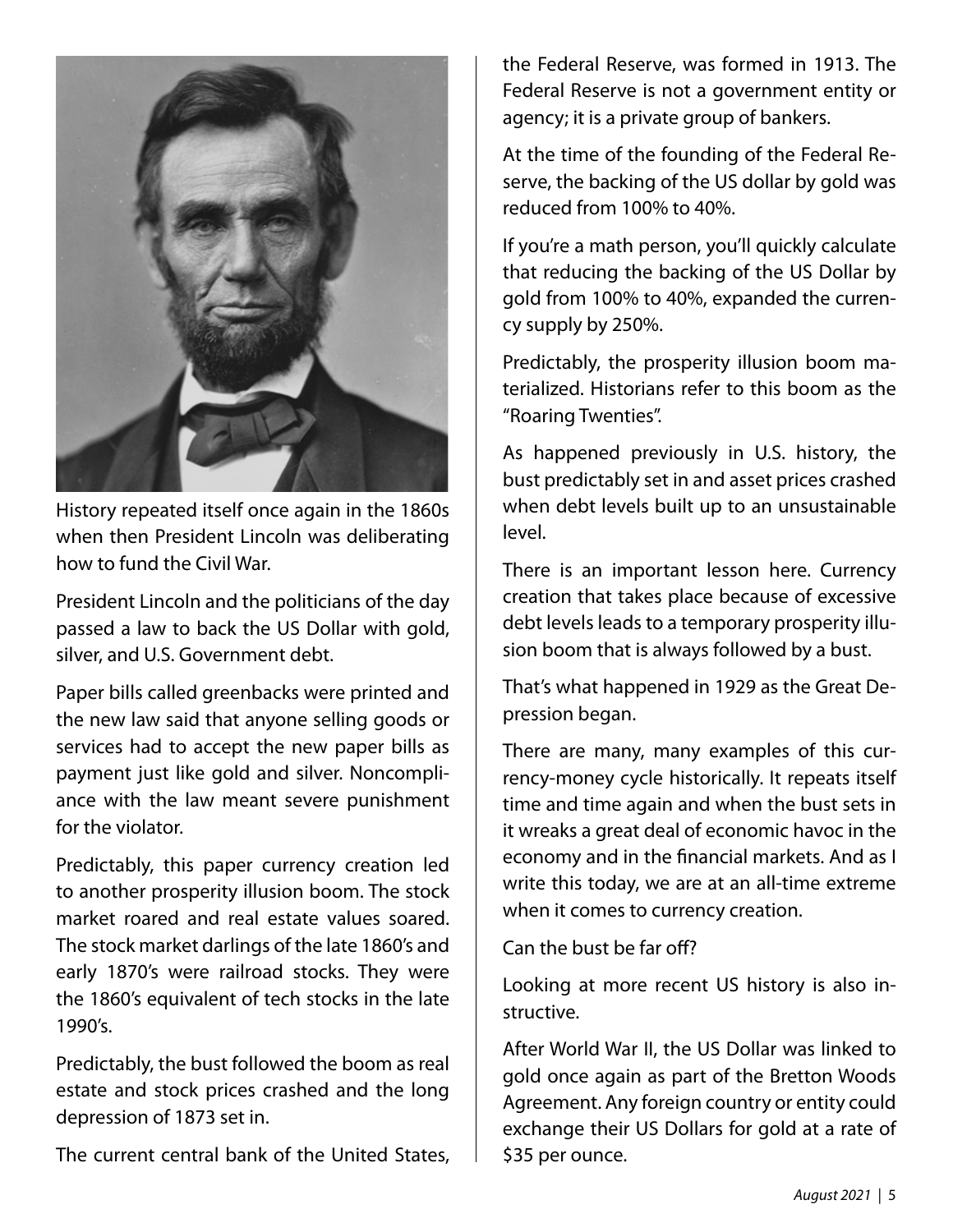History repeated itself once again in the 1860s when then President Lincoln was deliberating how to fund the Civil War.

President Lincoln and the politicians of the day passed a law to back the US Dollar with gold, silver, and U.S. Government debt.

Paper bills called greenbacks were printed and the new law said that anyone selling goods or services had to accept the new paper bills as payment just like gold and silver. Noncompliance with the law meant severe punishment for the violator.

Predictably, this paper currency creation led to another prosperity illusion boom. The stock market roared and real estate values soared. The stock market darlings of the late 1860's and early 1870's were railroad stocks. They were the 1860's equivalent of tech stocks in the late 1990's.

Predictably, the bust followed the boom as real estate and stock prices crashed and the long depression of 1873 set in.

The current central bank of the United States, the Federal Reserve, was formed in 1913. The Federal Reserve is not a government entity or agency; it is a private group of bankers.

At the time of the founding of the Federal Reserve, the backing of the US dollar by gold was reduced from 100% to 40%.

If you're a math person, you'll quickly calculate that reducing the backing of the US Dollar by gold from 100% to 40%, expanded the currency supply by 250%.

Predictably, the prosperity illusion boom materialized. Historians refer to this boom as the "Roaring Twenties".

As happened previously in U.S. history, the bust predictably set in and asset prices crashed when debt levels built up to an unsustainable level.

There is an important lesson here. Currency creation that takes place because of excessive debt levels leads to a temporary prosperity illusion boom that is always followed by a bust.

That's what happened in 1929 as the Great Depression began.

There are many, many examples of this currency-money cycle historically. It repeats itself time and time again and when the bust sets in it wreaks a great deal of economic havoc in the economy and in the financial markets. And as I write this today, we are at an all-time extreme when it comes to currency creation.

Can the bust be far off?

Looking at more recent US history is also instructive.

After World War II, the US Dollar was linked to gold once again as part of the Bretton Woods Agreement. Any foreign country or entity could exchange their US Dollars for gold at a rate of $35 per ounce.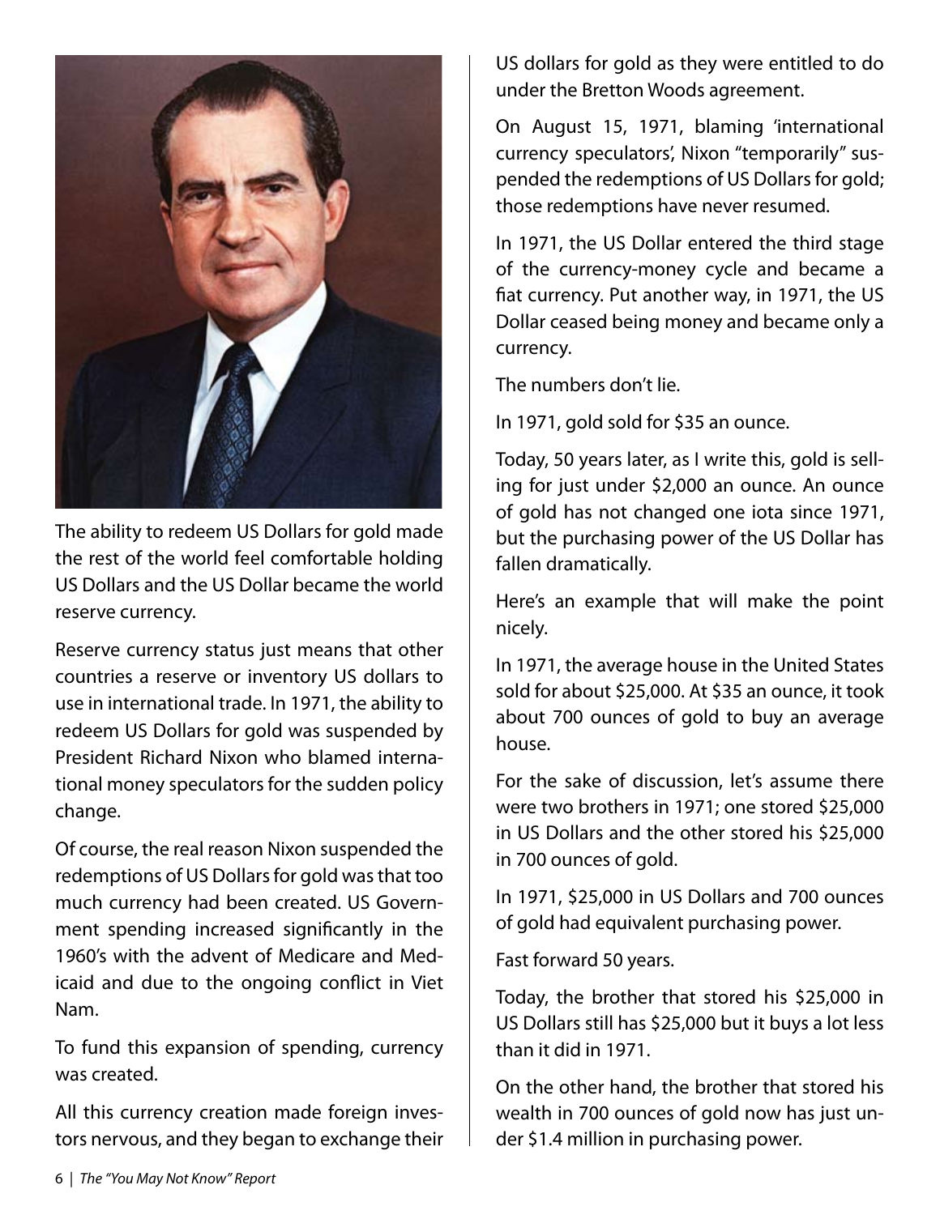The ability to redeem US Dollars for gold made the rest of the world feel comfortable holding US Dollars and the US Dollar became the world reserve currency.

Reserve currency status just means that other countries a reserve or inventory US dollars to use in international trade. In 1971, the ability to redeem US Dollars for gold was suspended by President Richard Nixon who blamed international money speculators for the sudden policy change.

Of course, the real reason Nixon suspended the redemptions of US Dollars for gold was that too much currency had been created. US Government spending increased significantly in the 1960's with the advent of Medicare and Medicaid and due to the ongoing conflict in Viet Nam.

To fund this expansion of spending, currency was created.

All this currency creation made foreign investors nervous, and they began to exchange their US dollars for gold as they were entitled to do under the Bretton Woods agreement.

On August 15, 1971, blaming 'international currency speculators', Nixon "temporarily" suspended the redemptions of US Dollars for gold; those redemptions have never resumed.

In 1971, the US Dollar entered the third stage of the currency-money cycle and became a fiat currency. Put another way, in 1971, the US Dollar ceased being money and became only a currency.

The numbers don't lie.

In 1971, gold sold for $35 an ounce.

Today, 50 years later, as I write this, gold is selling for just under $2,000 an ounce. An ounce of gold has not changed one iota since 1971, but the purchasing power of the US Dollar has fallen dramatically.

Here's an example that will make the point nicely.

In 1971, the average house in the United States sold for about $25,000. At $35 an ounce, it took about 700 ounces of gold to buy an average house.

For the sake of discussion, let's assume there were two brothers in 1971; one stored $25,000 in US Dollars and the other stored his $25,000 in 700 ounces of gold.

In 1971, $25,000 in US Dollars and 700 ounces of gold had equivalent purchasing power.

Fast forward 50 years.

Today, the brother that stored his $25,000 in US Dollars still has $25,000 but it buys a lot less than it did in 1971.

On the other hand, the brother that stored his wealth in 700 ounces of gold now has just under $1.4 million in purchasing power.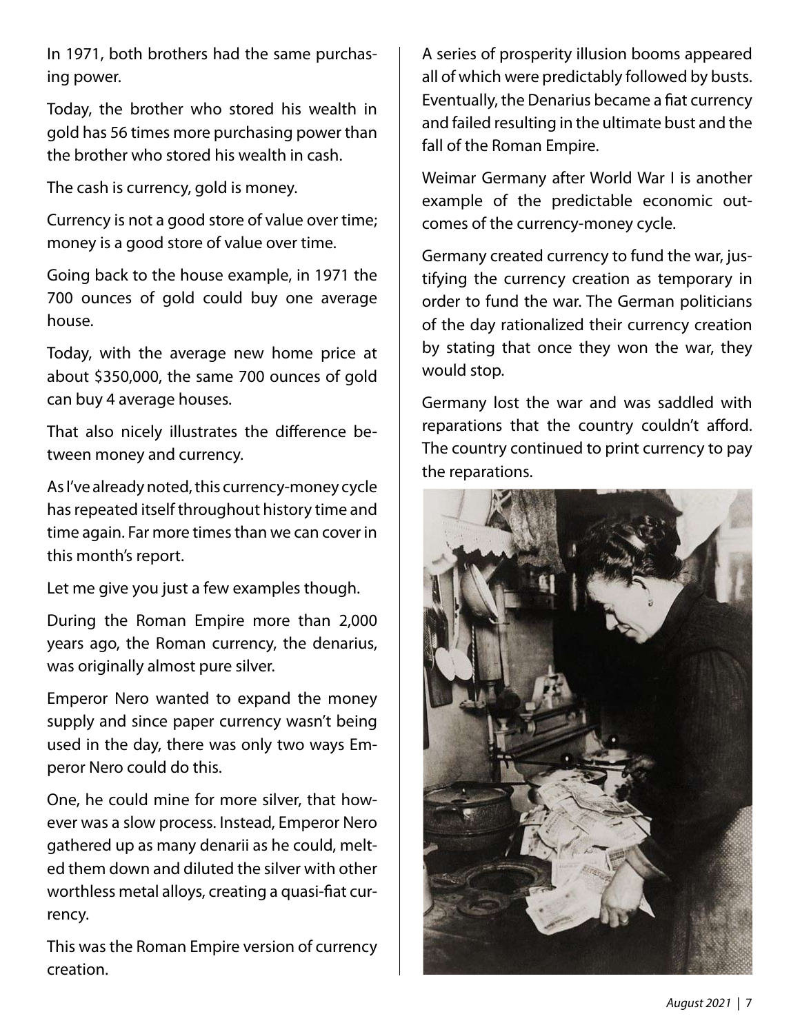In 1971, both brothers had the same purchasing power.

Today, the brother who stored his wealth in gold has 56 times more purchasing power than the brother who stored his wealth in cash.

The cash is currency, gold is money.

Currency is not a good store of value over time; money is a good store of value over time.

Going back to the house example, in 1971 the 700 ounces of gold could buy one average house.

Today, with the average new home price at about $350,000, the same 700 ounces of gold can buy 4 average houses.

That also nicely illustrates the difference between money and currency.

As I've already noted, this currency-money cycle has repeated itself throughout history time and time again. Far more times than we can cover in this month's report.

Let me give you just a few examples though.

During the Roman Empire more than 2,000 years ago, the Roman currency, the denarius, was originally almost pure silver.

Emperor Nero wanted to expand the money supply and since paper currency wasn't being used in the day, there was only two ways Emperor Nero could do this.

One, he could mine for more silver, that however was a slow process. Instead, Emperor Nero gathered up as many denarii as he could, melted them down and diluted the silver with other worthless metal alloys, creating a quasi-fiat currency.

This was the Roman Empire version of currency creation.

A series of prosperity illusion booms appeared all of which were predictably followed by busts. Eventually, the Denarius became a fiat currency and failed resulting in the ultimate bust and the fall of the Roman Empire.

Weimar Germany after World War I is another example of the predictable economic outcomes of the currency-money cycle.

Germany created currency to fund the war, justifying the currency creation as temporary in order to fund the war. The German politicians of the day rationalized their currency creation by stating that once they won the war, they would stop.

Germany lost the war and was saddled with reparations that the country couldn't afford. The country continued to print currency to pay the reparations.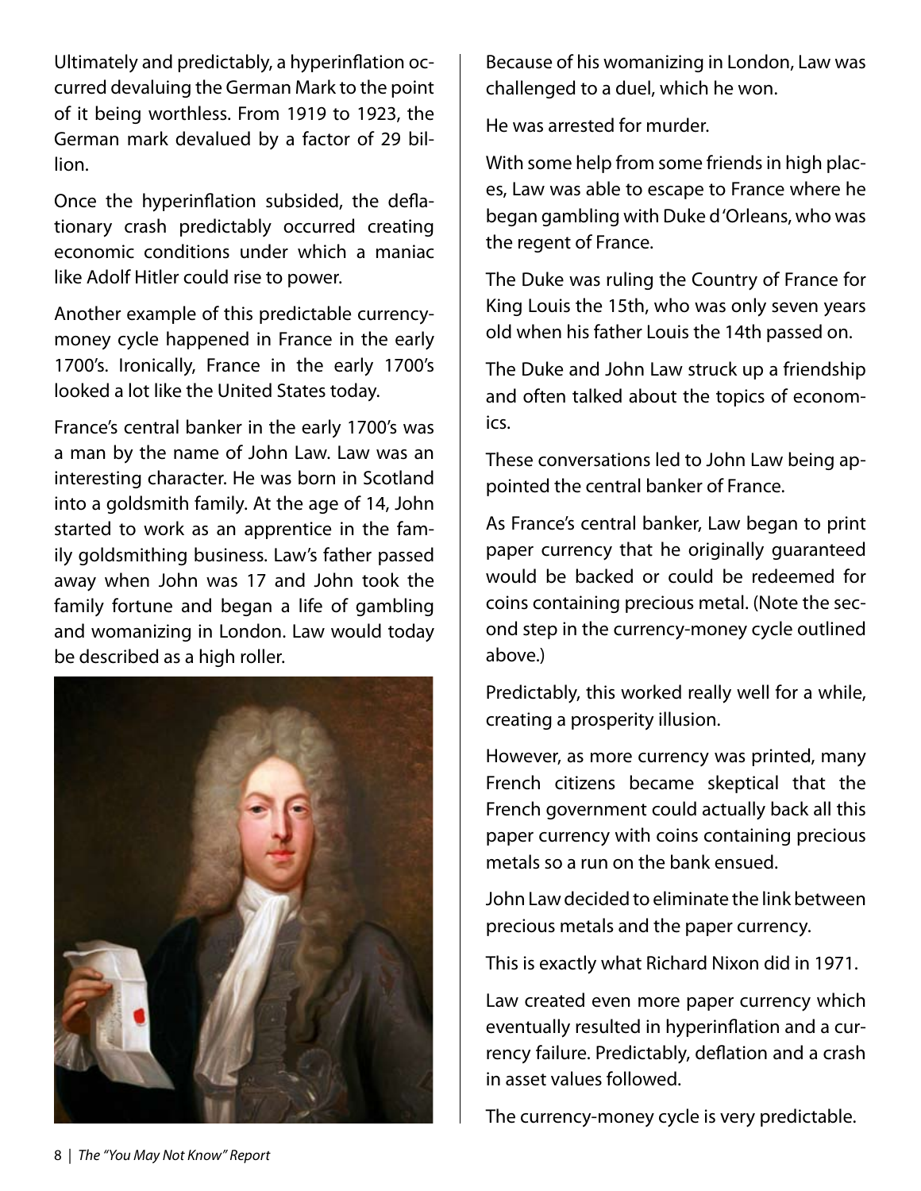Ultimately and predictably, a hyperinflation occurred devaluing the German Mark to the point of it being worthless. From 1919 to 1923, the German mark devalued by a factor of 29 billion.

Once the hyperinflation subsided, the deflationary crash predictably occurred creating economic conditions under which a maniac like Adolf Hitler could rise to power.

Another example of this predictable currency-money cycle happened in France in the early 1700's. Ironically, France in the early 1700's looked a lot like the United States today.

France's central banker in the early 1700's was a man by the name of John Law. Law was an interesting character. He was born in Scotland into a goldsmith family. At the age of 14, John started to work as an apprentice in the family goldsmithing business. Law's father passed away when John was 17 and John took the family fortune and began a life of gambling and womanizing in London. Law would today be described as a high roller.

Because of his womanizing in London, Law was challenged to a duel, which he won.

He was arrested for murder.

With some help from some friends in high places, Law was able to escape to France where he began gambling with Duke d'Orleans, who was the regent of France.

The Duke was ruling the Country of France for King Louis the 15th, who was only seven years old when his father Louis the 14th passed on.

The Duke and John Law struck up a friendship and often talked about the topics of economics.

These conversations led to John Law being appointed the central banker of France.

As France's central banker, Law began to print paper currency that he originally guaranteed would be backed or could be redeemed for coins containing precious metal. (Note the second step in the currency-money cycle outlined above.)

Predictably, this worked really well for a while, creating a prosperity illusion.

However, as more currency was printed, many French citizens became skeptical that the French government could actually back all this paper currency with coins containing precious metals so a run on the bank ensued.

John Law decided to eliminate the link between precious metals and the paper currency.

This is exactly what Richard Nixon did in 1971.

Law created even more paper currency which eventually resulted in hyperinflation and a currency failure. Predictably, deflation and a crash in asset values followed.

The currency-money cycle is very predictable.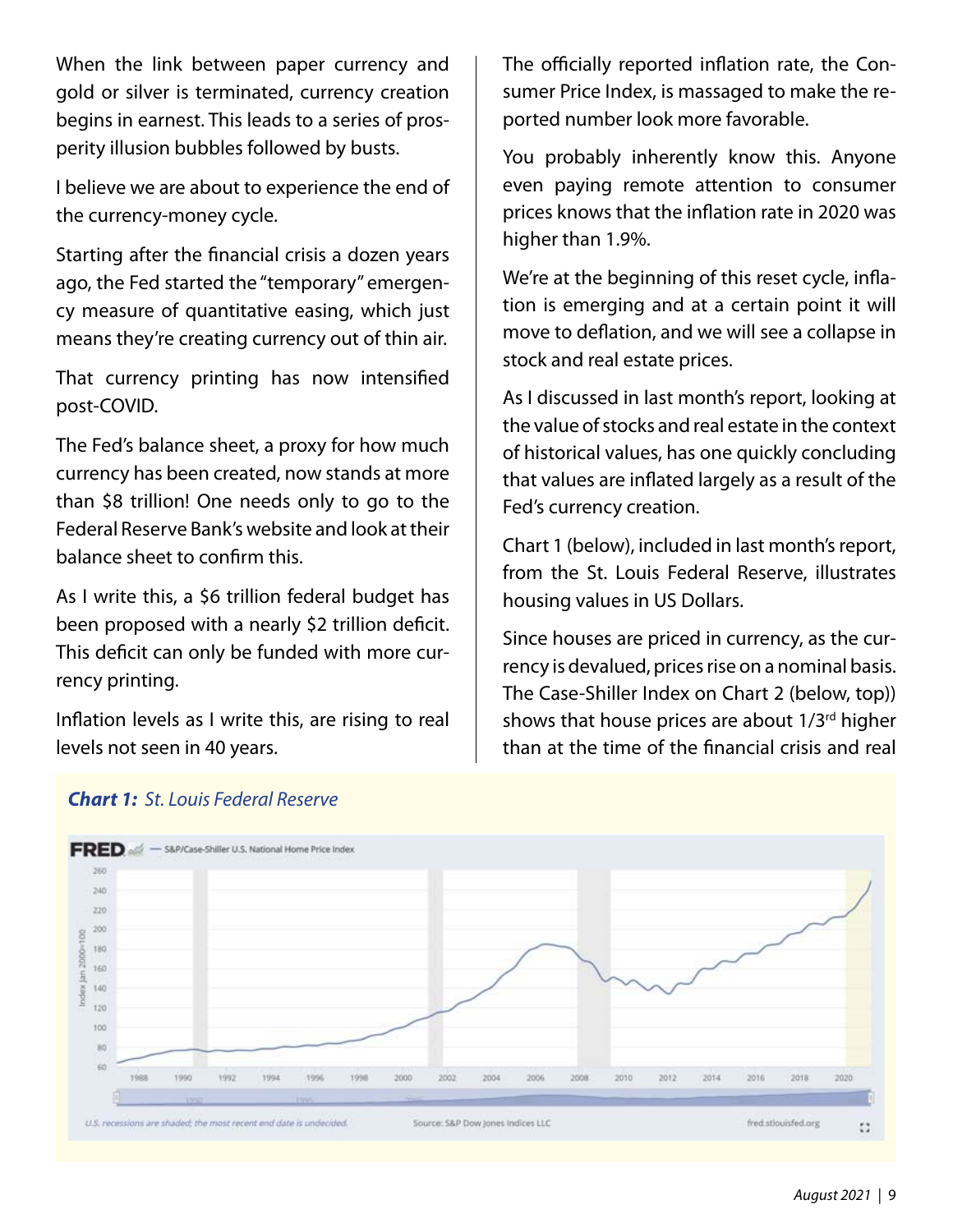When the link between paper currency and gold or silver is terminated, currency creation begins in earnest. This leads to a series of prosperity illusion bubbles followed by busts.

I believe we are about to experience the end of the currency-money cycle.

Starting after the financial crisis a dozen years ago, the Fed started the "temporary" emergency measure of quantitative easing, which just means they're creating currency out of thin air.

That currency printing has now intensified post-COVID.

The Fed's balance sheet, a proxy for how much currency has been created, now stands at more than $8 trillion! One needs only to go to the Federal Reserve Bank's website and look at their balance sheet to confirm this.

As I write this, a $6 trillion federal budget has been proposed with a nearly $2 trillion deficit. This deficit can only be funded with more currency printing.

Inflation levels as I write this, are rising to real levels not seen in 40 years.

The officially reported inflation rate, the Consumer Price Index, is massaged to make the reported number look more favorable.

You probably inherently know this. Anyone even paying remote attention to consumer prices knows that the inflation rate in 2020 was higher than 1.9%.

We're at the beginning of this reset cycle, inflation is emerging and at a certain point it will move to deflation, and we will see a collapse in stock and real estate prices.

As I discussed in last month's report, looking at the value of stocks and real estate in the context of historical values, has one quickly concluding that values are inflated largely as a result of the Fed's currency creation.

Chart 1 (below), included in last month's report, from the St. Louis Federal Reserve, illustrates housing values in US Dollars.

Since houses are priced in currency, as the currency is devalued, prices rise on a nominal basis. The Case-Shiller Index on Chart 2 (below, top)) shows that house prices are about 1/3rd higher than at the time of the financial crisis and real

***Chart 1:*** *St. Louis Federal Reserve*

FRED — S&P/Case-Shiller U.S. National Home Price Index

U.S. recessions are shaded; the most recent end date is undecided. Source: S&P Dow Jones Indices LLC fred.stlouisfed.org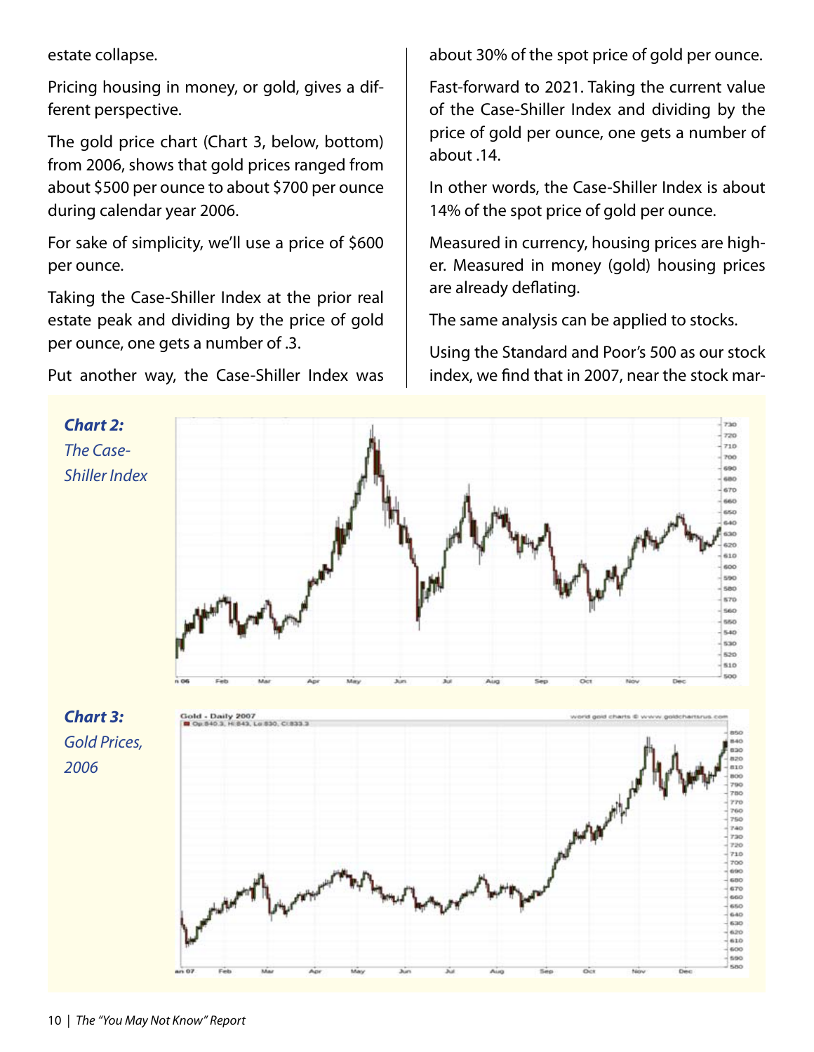estate collapse.

Pricing housing in money, or gold, gives a different perspective.

The gold price chart (Chart 3, below, bottom) from 2006, shows that gold prices ranged from about $500 per ounce to about $700 per ounce during calendar year 2006.

For sake of simplicity, we'll use a price of $600 per ounce.

Taking the Case-Shiller Index at the prior real estate peak and dividing by the price of gold per ounce, one gets a number of .3.

Put another way, the Case-Shiller Index was about 30% of the spot price of gold per ounce.

Fast-forward to 2021. Taking the current value of the Case-Shiller Index and dividing by the price of gold per ounce, one gets a number of about .14.

In other words, the Case-Shiller Index is about 14% of the spot price of gold per ounce.

Measured in currency, housing prices are higher. Measured in money (gold) housing prices are already deflating.

The same analysis can be applied to stocks.

Using the Standard and Poor's 500 as our stock index, we find that in 2007, near the stock mar-

***Chart 2:*** *The Case-Shiller Index*

***Chart 3:*** *Gold Prices, 2006*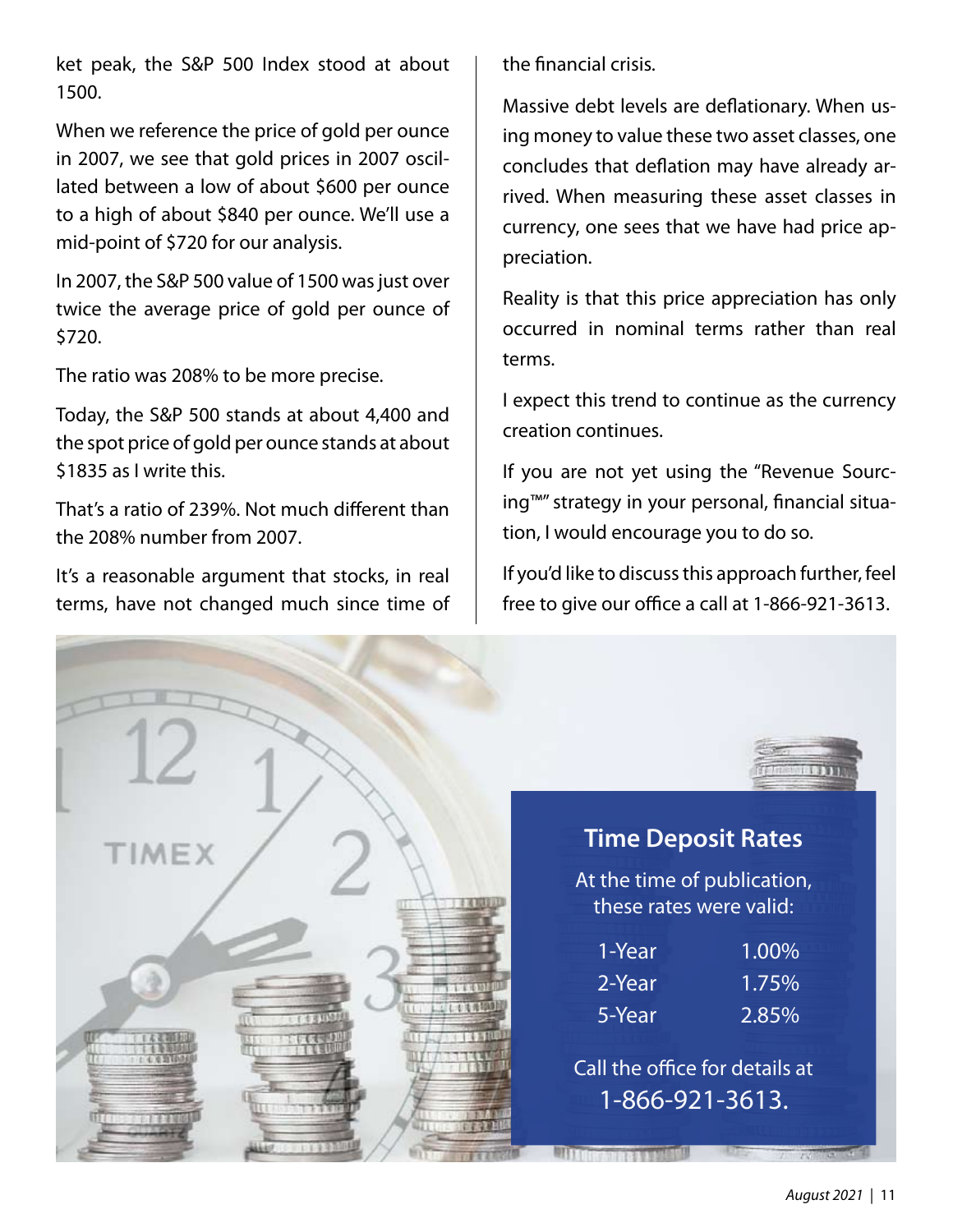ket peak, the S&P 500 Index stood at about 1500.

When we reference the price of gold per ounce in 2007, we see that gold prices in 2007 oscillated between a low of about $600 per ounce to a high of about $840 per ounce. We'll use a mid-point of $720 for our analysis.

In 2007, the S&P 500 value of 1500 was just over twice the average price of gold per ounce of $720.

The ratio was 208% to be more precise.

Today, the S&P 500 stands at about 4,400 and the spot price of gold per ounce stands at about $1835 as I write this.

That's a ratio of 239%. Not much different than the 208% number from 2007.

It's a reasonable argument that stocks, in real terms, have not changed much since time of the financial crisis.

Massive debt levels are deflationary. When using money to value these two asset classes, one concludes that deflation may have already arrived. When measuring these asset classes in currency, one sees that we have had price appreciation.

Reality is that this price appreciation has only occurred in nominal terms rather than real terms.

I expect this trend to continue as the currency creation continues.

If you are not yet using the "Revenue Sourcing™" strategy in your personal, financial situation, I would encourage you to do so.

If you'd like to discuss this approach further, feel free to give our office a call at 1-866-921-3613.

## Time Deposit Rates

At the time of publication, these rates were valid:

| Term | Rate |
|---|---|
| 1-Year | 1.00% |
| 2-Year | 1.75% |
| 5-Year | 2.85% |

Call the office for details at 1-866-921-3613.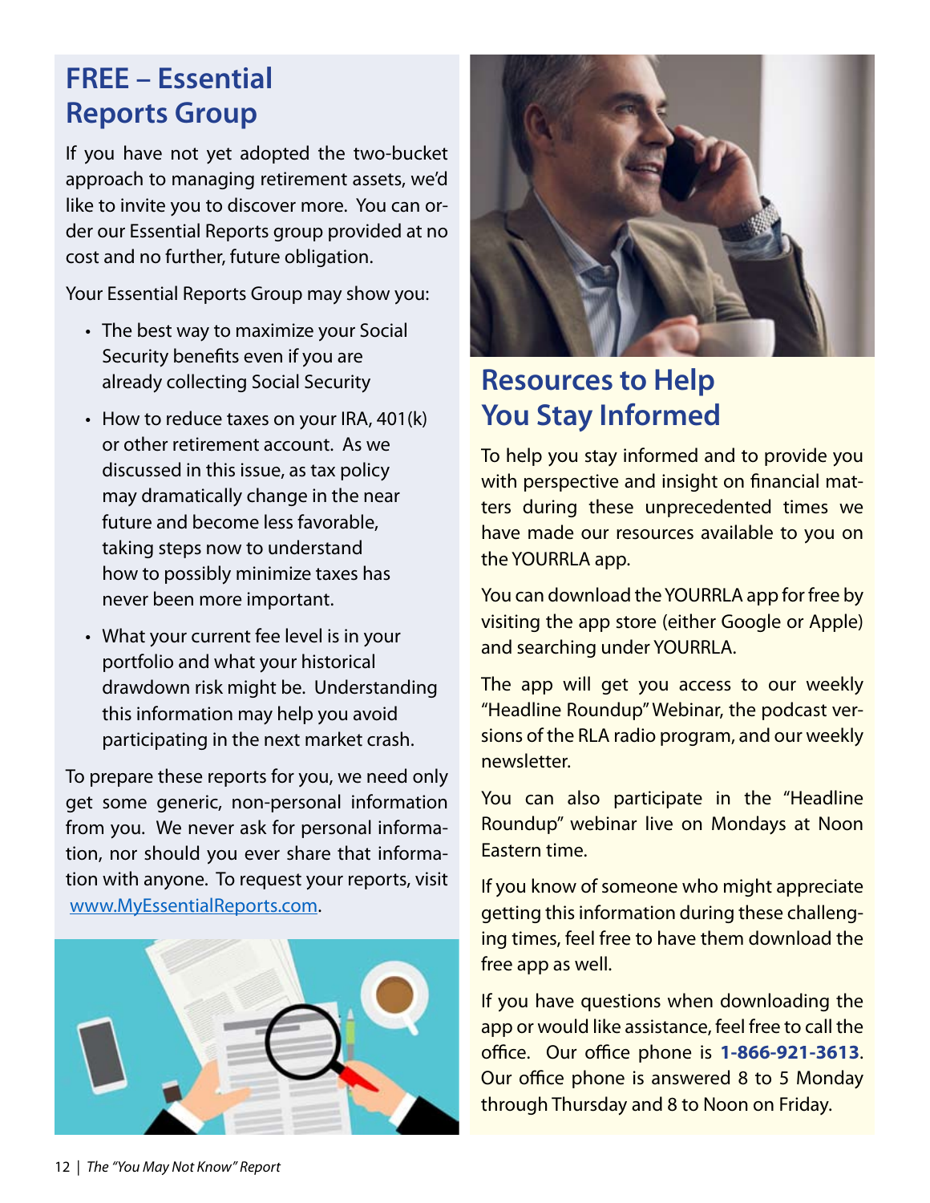## FREE – Essential Reports Group

If you have not yet adopted the two-bucket approach to managing retirement assets, we'd like to invite you to discover more. You can order our Essential Reports group provided at no cost and no further, future obligation.

Your Essential Reports Group may show you:

- The best way to maximize your Social Security benefits even if you are already collecting Social Security
- How to reduce taxes on your IRA, 401(k) or other retirement account. As we discussed in this issue, as tax policy may dramatically change in the near future and become less favorable, taking steps now to understand how to possibly minimize taxes has never been more important.
- What your current fee level is in your portfolio and what your historical drawdown risk might be. Understanding this information may help you avoid participating in the next market crash.

To prepare these reports for you, we need only get some generic, non-personal information from you. We never ask for personal information, nor should you ever share that information with anyone. To request your reports, visit [www.MyEssentialReports.com](http://www.MyEssentialReports.com).

## Resources to Help You Stay Informed

To help you stay informed and to provide you with perspective and insight on financial matters during these unprecedented times we have made our resources available to you on the YOURRLA app.

You can download the YOURRLA app for free by visiting the app store (either Google or Apple) and searching under YOURRLA.

The app will get you access to our weekly "Headline Roundup" Webinar, the podcast versions of the RLA radio program, and our weekly newsletter.

You can also participate in the "Headline Roundup" webinar live on Mondays at Noon Eastern time.

If you know of someone who might appreciate getting this information during these challenging times, feel free to have them download the free app as well.

If you have questions when downloading the app or would like assistance, feel free to call the office. Our office phone is **1-866-921-3613**. Our office phone is answered 8 to 5 Monday through Thursday and 8 to Noon on Friday.